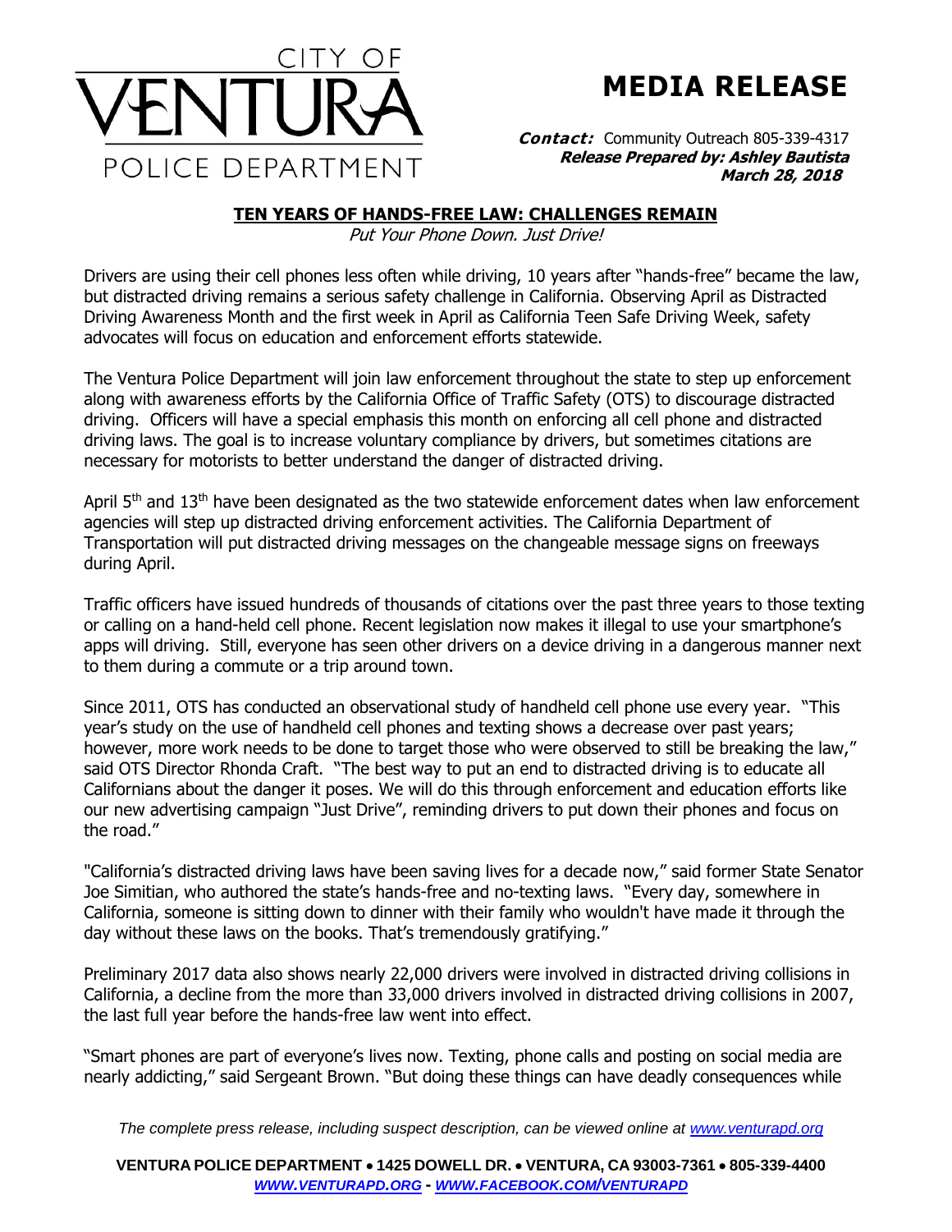CITY OF VENTURA POLICE DEPARTMENT

# MEDIA RELEASE

***Contact:*** Community Outreach 805-339-4317
***Release Prepared by: Ashley Bautista***
***March 28, 2018***

## TEN YEARS OF HANDS-FREE LAW: CHALLENGES REMAIN

*Put Your Phone Down. Just Drive!*

Drivers are using their cell phones less often while driving, 10 years after "hands-free" became the law, but distracted driving remains a serious safety challenge in California. Observing April as Distracted Driving Awareness Month and the first week in April as California Teen Safe Driving Week, safety advocates will focus on education and enforcement efforts statewide.

The Ventura Police Department will join law enforcement throughout the state to step up enforcement along with awareness efforts by the California Office of Traffic Safety (OTS) to discourage distracted driving. Officers will have a special emphasis this month on enforcing all cell phone and distracted driving laws. The goal is to increase voluntary compliance by drivers, but sometimes citations are necessary for motorists to better understand the danger of distracted driving.

April 5th and 13th have been designated as the two statewide enforcement dates when law enforcement agencies will step up distracted driving enforcement activities. The California Department of Transportation will put distracted driving messages on the changeable message signs on freeways during April.

Traffic officers have issued hundreds of thousands of citations over the past three years to those texting or calling on a hand-held cell phone. Recent legislation now makes it illegal to use your smartphone's apps will driving. Still, everyone has seen other drivers on a device driving in a dangerous manner next to them during a commute or a trip around town.

Since 2011, OTS has conducted an observational study of handheld cell phone use every year. "This year's study on the use of handheld cell phones and texting shows a decrease over past years; however, more work needs to be done to target those who were observed to still be breaking the law," said OTS Director Rhonda Craft. "The best way to put an end to distracted driving is to educate all Californians about the danger it poses. We will do this through enforcement and education efforts like our new advertising campaign "Just Drive", reminding drivers to put down their phones and focus on the road."

"California's distracted driving laws have been saving lives for a decade now," said former State Senator Joe Simitian, who authored the state's hands-free and no-texting laws. "Every day, somewhere in California, someone is sitting down to dinner with their family who wouldn't have made it through the day without these laws on the books. That's tremendously gratifying."

Preliminary 2017 data also shows nearly 22,000 drivers were involved in distracted driving collisions in California, a decline from the more than 33,000 drivers involved in distracted driving collisions in 2007, the last full year before the hands-free law went into effect.

"Smart phones are part of everyone's lives now. Texting, phone calls and posting on social media are nearly addicting," said Sergeant Brown. "But doing these things can have deadly consequences while

*The complete press release, including suspect description, can be viewed online at [www.venturapd.org](http://www.venturapd.org)*

**VENTURA POLICE DEPARTMENT • 1425 DOWELL DR. • VENTURA, CA 93003-7361 • 805-339-4400**
***[WWW.VENTURAPD.ORG](http://www.venturapd.org) - [WWW.FACEBOOK.COM/VENTURAPD](http://www.facebook.com/venturapd)***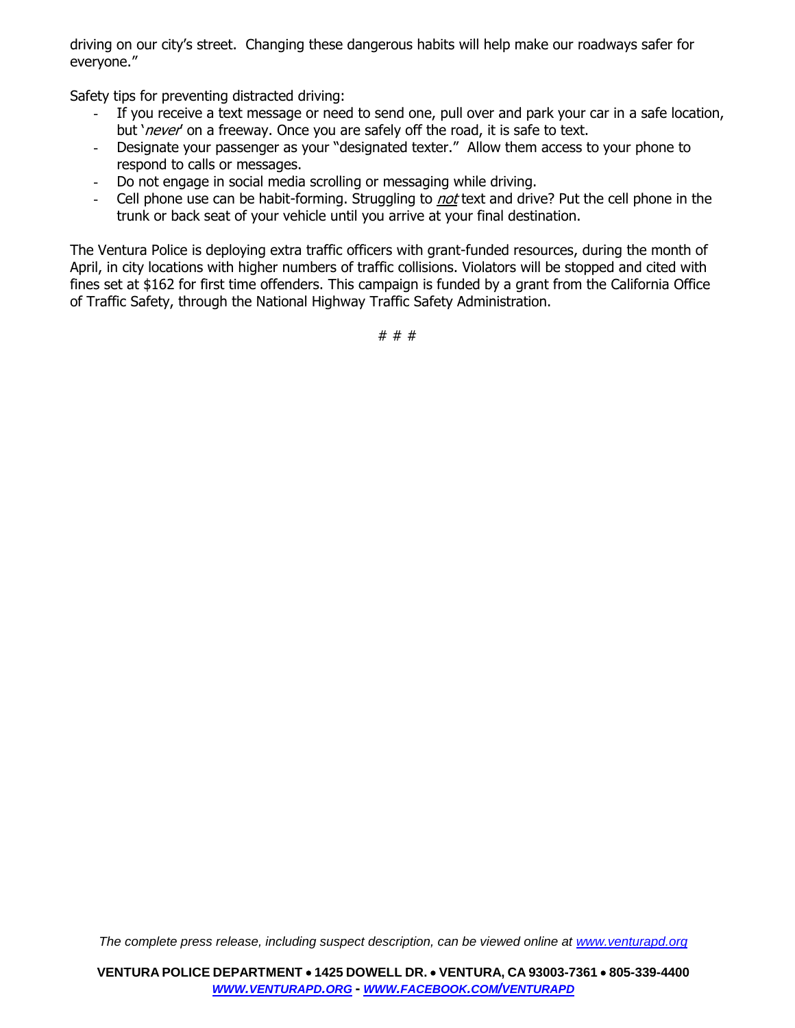driving on our city's street.  Changing these dangerous habits will help make our roadways safer for everyone."

Safety tips for preventing distracted driving:

- If you receive a text message or need to send one, pull over and park your car in a safe location, but '*never*' on a freeway. Once you are safely off the road, it is safe to text.
- Designate your passenger as your "designated texter." Allow them access to your phone to respond to calls or messages.
- Do not engage in social media scrolling or messaging while driving.
- Cell phone use can be habit-forming. Struggling to *not* text and drive? Put the cell phone in the trunk or back seat of your vehicle until you arrive at your final destination.

The Ventura Police is deploying extra traffic officers with grant-funded resources, during the month of April, in city locations with higher numbers of traffic collisions. Violators will be stopped and cited with fines set at $162 for first time offenders. This campaign is funded by a grant from the California Office of Traffic Safety, through the National Highway Traffic Safety Administration.

# # #

*The complete press release, including suspect description, can be viewed online at www.venturapd.org*

**VENTURA POLICE DEPARTMENT • 1425 DOWELL DR. • VENTURA, CA 93003-7361 • 805-339-4400**
***WWW.VENTURAPD.ORG - WWW.FACEBOOK.COM/VENTURAPD***